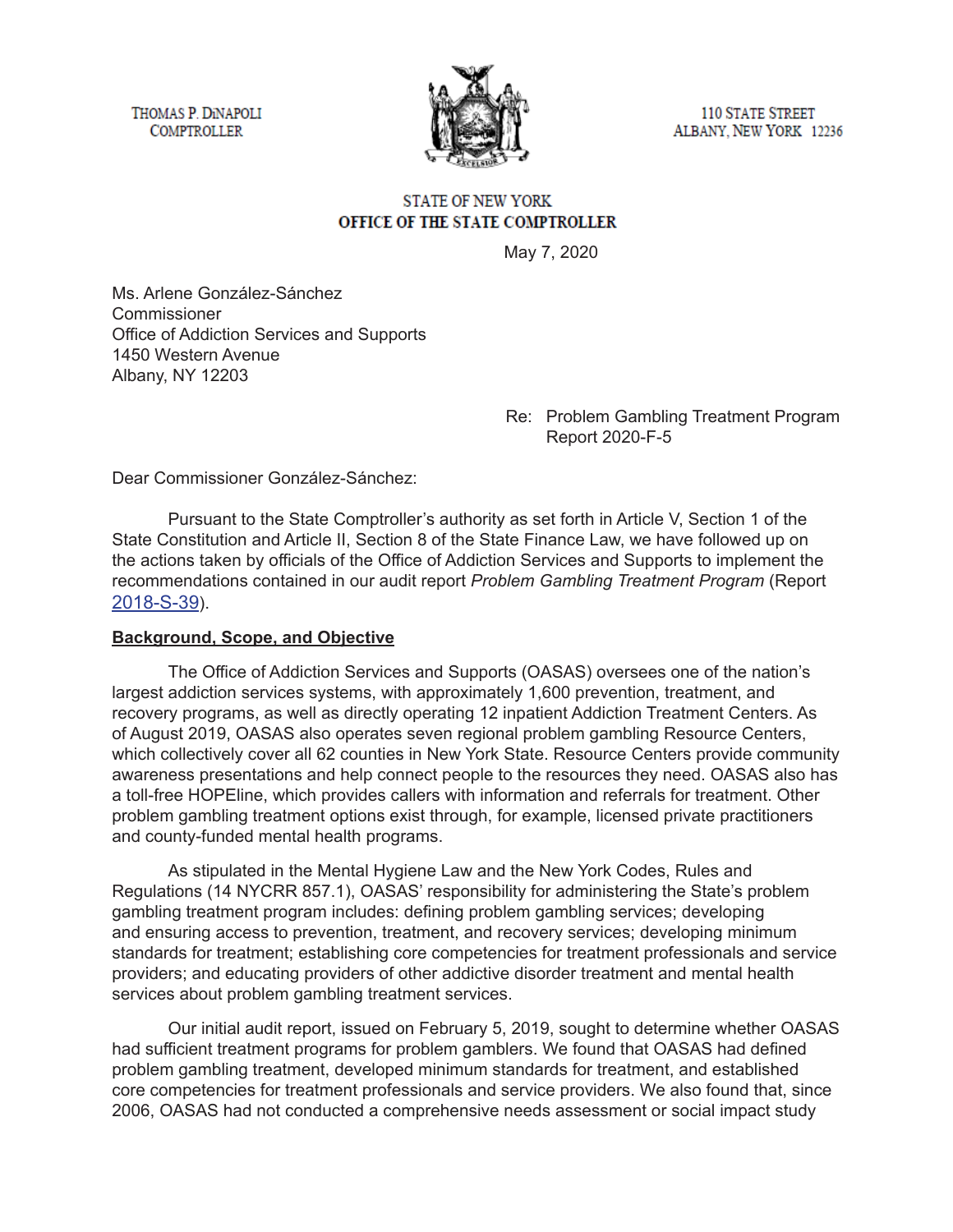THOMAS P. DiNAPOLI
COMPTROLLER

110 STATE STREET
ALBANY, NEW YORK 12236

STATE OF NEW YORK
OFFICE OF THE STATE COMPTROLLER

May 7, 2020

Ms. Arlene González-Sánchez
Commissioner
Office of Addiction Services and Supports
1450 Western Avenue
Albany, NY 12203

Re: Problem Gambling Treatment Program
Report 2020-F-5

Dear Commissioner González-Sánchez:

Pursuant to the State Comptroller's authority as set forth in Article V, Section 1 of the State Constitution and Article II, Section 8 of the State Finance Law, we have followed up on the actions taken by officials of the Office of Addiction Services and Supports to implement the recommendations contained in our audit report *Problem Gambling Treatment Program* (Report 2018-S-39).

**Background, Scope, and Objective**

The Office of Addiction Services and Supports (OASAS) oversees one of the nation's largest addiction services systems, with approximately 1,600 prevention, treatment, and recovery programs, as well as directly operating 12 inpatient Addiction Treatment Centers. As of August 2019, OASAS also operates seven regional problem gambling Resource Centers, which collectively cover all 62 counties in New York State. Resource Centers provide community awareness presentations and help connect people to the resources they need. OASAS also has a toll-free HOPEline, which provides callers with information and referrals for treatment. Other problem gambling treatment options exist through, for example, licensed private practitioners and county-funded mental health programs.

As stipulated in the Mental Hygiene Law and the New York Codes, Rules and Regulations (14 NYCRR 857.1), OASAS' responsibility for administering the State's problem gambling treatment program includes: defining problem gambling services; developing and ensuring access to prevention, treatment, and recovery services; developing minimum standards for treatment; establishing core competencies for treatment professionals and service providers; and educating providers of other addictive disorder treatment and mental health services about problem gambling treatment services.

Our initial audit report, issued on February 5, 2019, sought to determine whether OASAS had sufficient treatment programs for problem gamblers. We found that OASAS had defined problem gambling treatment, developed minimum standards for treatment, and established core competencies for treatment professionals and service providers. We also found that, since 2006, OASAS had not conducted a comprehensive needs assessment or social impact study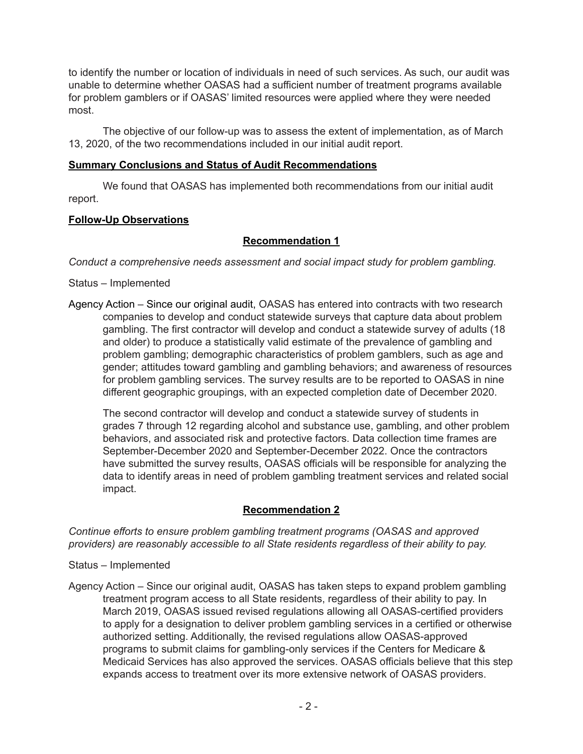to identify the number or location of individuals in need of such services. As such, our audit was unable to determine whether OASAS had a sufficient number of treatment programs available for problem gamblers or if OASAS' limited resources were applied where they were needed most.

The objective of our follow-up was to assess the extent of implementation, as of March 13, 2020, of the two recommendations included in our initial audit report.

## Summary Conclusions and Status of Audit Recommendations

We found that OASAS has implemented both recommendations from our initial audit report.

## Follow-Up Observations

### Recommendation 1

*Conduct a comprehensive needs assessment and social impact study for problem gambling.*

Status – Implemented

Agency Action – Since our original audit, OASAS has entered into contracts with two research companies to develop and conduct statewide surveys that capture data about problem gambling. The first contractor will develop and conduct a statewide survey of adults (18 and older) to produce a statistically valid estimate of the prevalence of gambling and problem gambling; demographic characteristics of problem gamblers, such as age and gender; attitudes toward gambling and gambling behaviors; and awareness of resources for problem gambling services. The survey results are to be reported to OASAS in nine different geographic groupings, with an expected completion date of December 2020.

The second contractor will develop and conduct a statewide survey of students in grades 7 through 12 regarding alcohol and substance use, gambling, and other problem behaviors, and associated risk and protective factors. Data collection time frames are September-December 2020 and September-December 2022. Once the contractors have submitted the survey results, OASAS officials will be responsible for analyzing the data to identify areas in need of problem gambling treatment services and related social impact.

### Recommendation 2

*Continue efforts to ensure problem gambling treatment programs (OASAS and approved providers) are reasonably accessible to all State residents regardless of their ability to pay.*

Status – Implemented

Agency Action – Since our original audit, OASAS has taken steps to expand problem gambling treatment program access to all State residents, regardless of their ability to pay. In March 2019, OASAS issued revised regulations allowing all OASAS-certified providers to apply for a designation to deliver problem gambling services in a certified or otherwise authorized setting. Additionally, the revised regulations allow OASAS-approved programs to submit claims for gambling-only services if the Centers for Medicare & Medicaid Services has also approved the services. OASAS officials believe that this step expands access to treatment over its more extensive network of OASAS providers.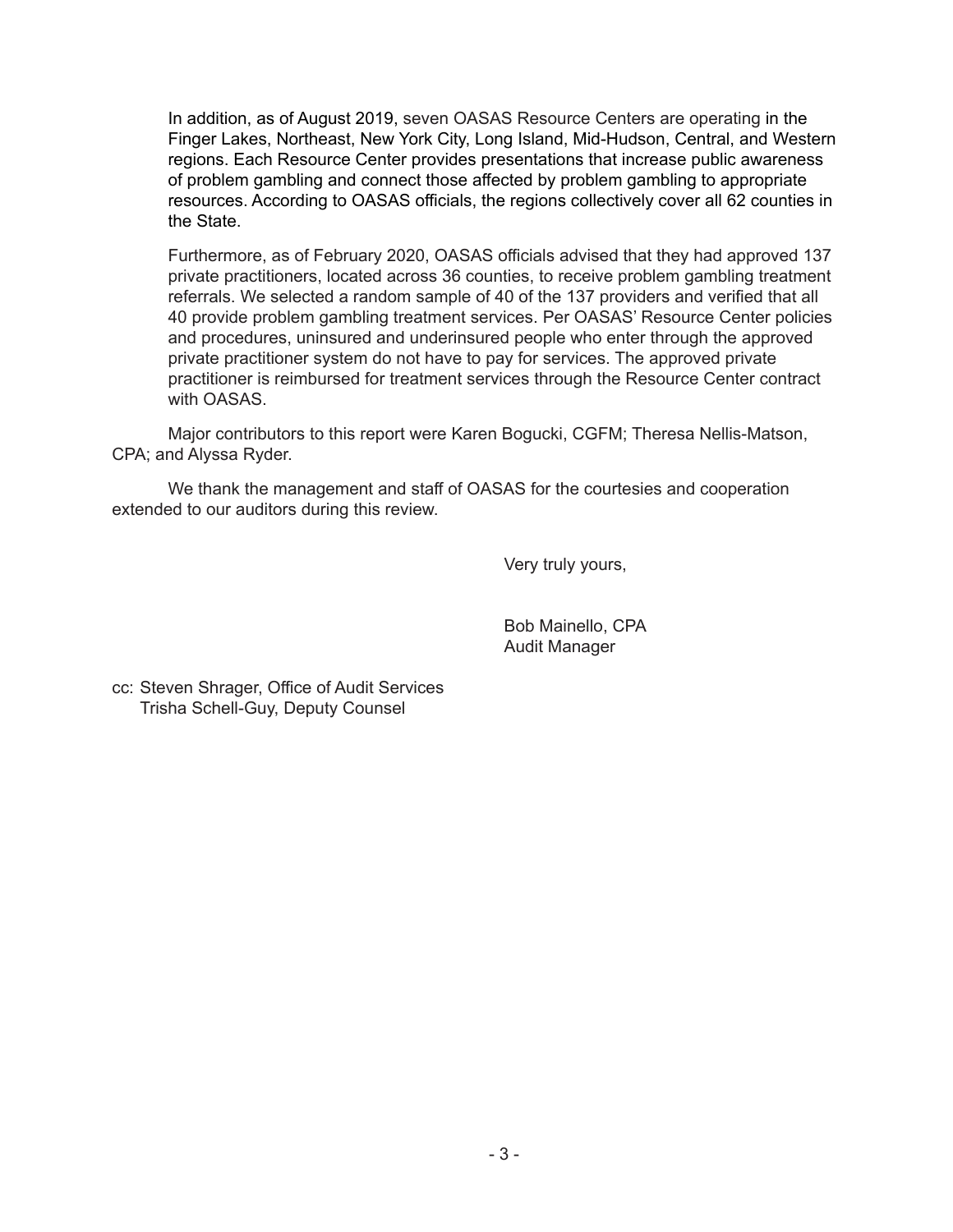In addition, as of August 2019, seven OASAS Resource Centers are operating in the Finger Lakes, Northeast, New York City, Long Island, Mid-Hudson, Central, and Western regions. Each Resource Center provides presentations that increase public awareness of problem gambling and connect those affected by problem gambling to appropriate resources. According to OASAS officials, the regions collectively cover all 62 counties in the State.

Furthermore, as of February 2020, OASAS officials advised that they had approved 137 private practitioners, located across 36 counties, to receive problem gambling treatment referrals. We selected a random sample of 40 of the 137 providers and verified that all 40 provide problem gambling treatment services. Per OASAS' Resource Center policies and procedures, uninsured and underinsured people who enter through the approved private practitioner system do not have to pay for services. The approved private practitioner is reimbursed for treatment services through the Resource Center contract with OASAS.

Major contributors to this report were Karen Bogucki, CGFM; Theresa Nellis-Matson, CPA; and Alyssa Ryder.

We thank the management and staff of OASAS for the courtesies and cooperation extended to our auditors during this review.

Very truly yours,

Bob Mainello, CPA
Audit Manager

cc: Steven Shrager, Office of Audit Services
Trisha Schell-Guy, Deputy Counsel